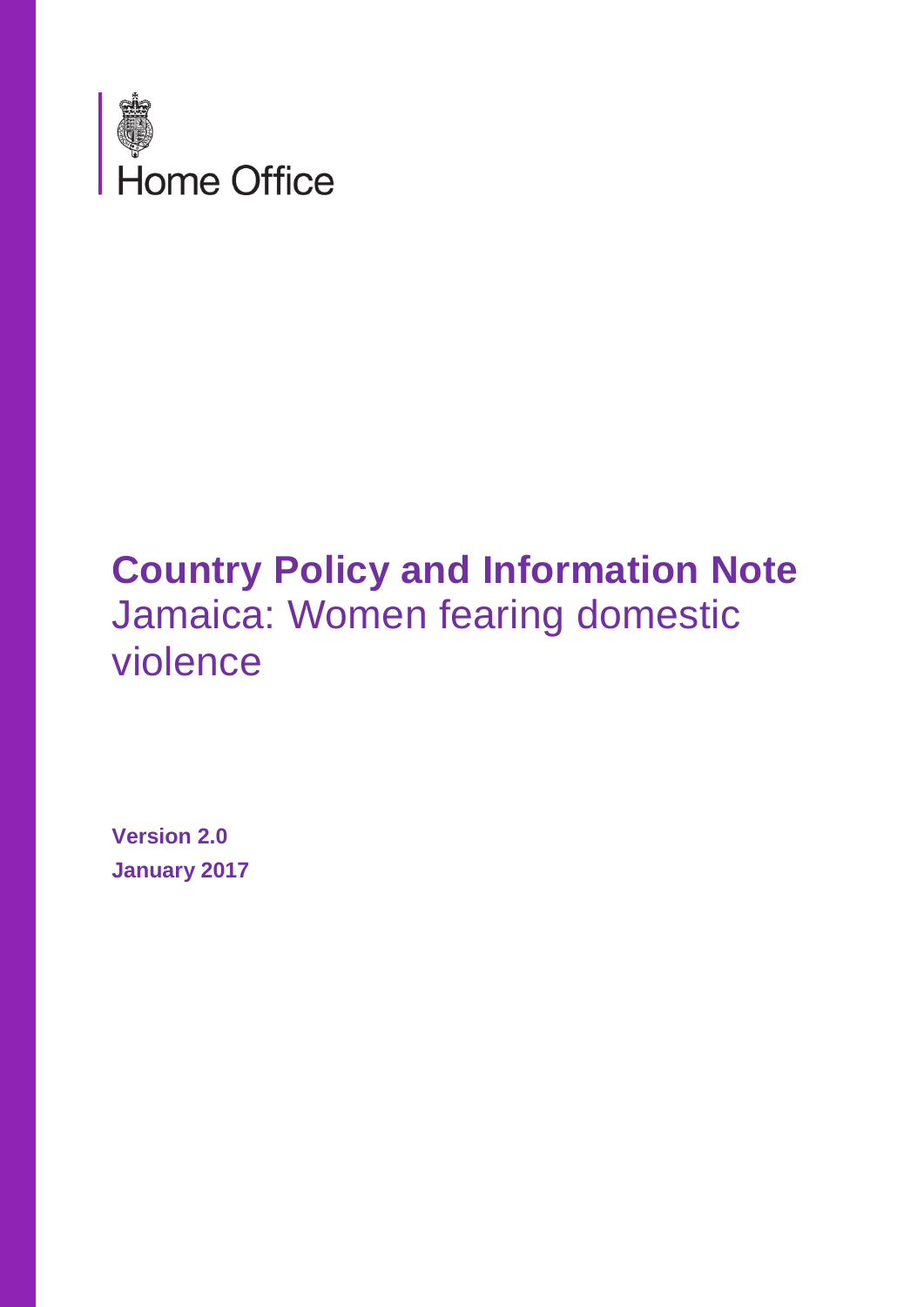Home Office

# Country Policy and Information Note

Jamaica: Women fearing domestic violence

**Version 2.0**

**January 2017**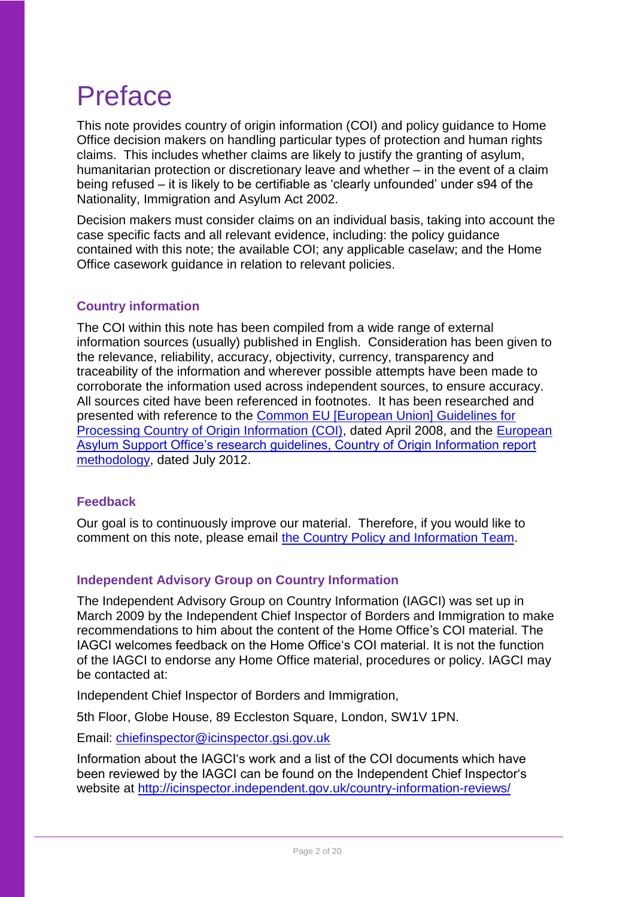# Preface

This note provides country of origin information (COI) and policy guidance to Home Office decision makers on handling particular types of protection and human rights claims. This includes whether claims are likely to justify the granting of asylum, humanitarian protection or discretionary leave and whether – in the event of a claim being refused – it is likely to be certifiable as 'clearly unfounded' under s94 of the Nationality, Immigration and Asylum Act 2002.

Decision makers must consider claims on an individual basis, taking into account the case specific facts and all relevant evidence, including: the policy guidance contained with this note; the available COI; any applicable caselaw; and the Home Office casework guidance in relation to relevant policies.

### Country information

The COI within this note has been compiled from a wide range of external information sources (usually) published in English. Consideration has been given to the relevance, reliability, accuracy, objectivity, currency, transparency and traceability of the information and wherever possible attempts have been made to corroborate the information used across independent sources, to ensure accuracy. All sources cited have been referenced in footnotes. It has been researched and presented with reference to the Common EU [European Union] Guidelines for Processing Country of Origin Information (COI), dated April 2008, and the European Asylum Support Office's research guidelines, Country of Origin Information report methodology, dated July 2012.

### Feedback

Our goal is to continuously improve our material. Therefore, if you would like to comment on this note, please email the Country Policy and Information Team.

### Independent Advisory Group on Country Information

The Independent Advisory Group on Country Information (IAGCI) was set up in March 2009 by the Independent Chief Inspector of Borders and Immigration to make recommendations to him about the content of the Home Office's COI material. The IAGCI welcomes feedback on the Home Office's COI material. It is not the function of the IAGCI to endorse any Home Office material, procedures or policy. IAGCI may be contacted at:

Independent Chief Inspector of Borders and Immigration,

5th Floor, Globe House, 89 Eccleston Square, London, SW1V 1PN.

Email: chiefinspector@icinspector.gsi.gov.uk

Information about the IAGCI's work and a list of the COI documents which have been reviewed by the IAGCI can be found on the Independent Chief Inspector's website at http://icinspector.independent.gov.uk/country-information-reviews/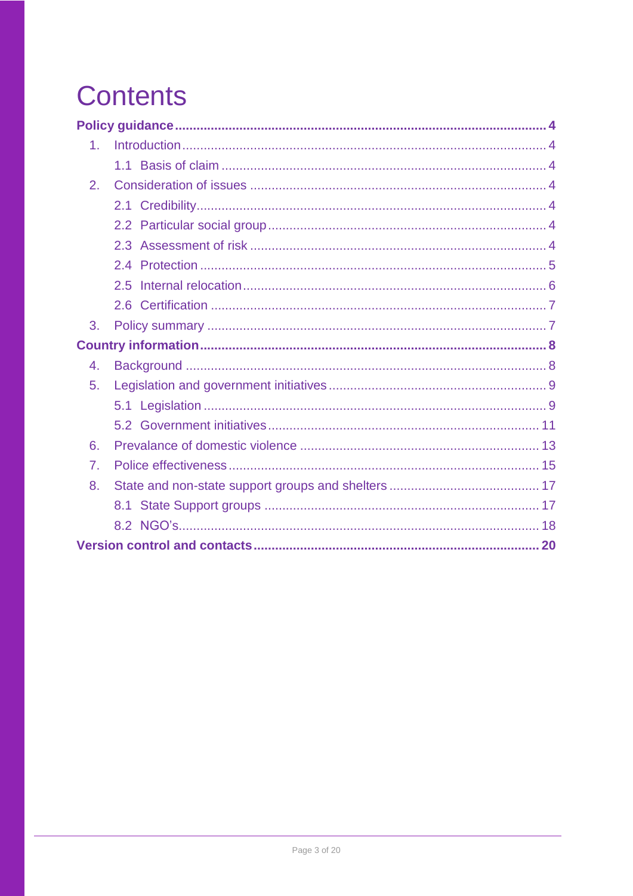# Contents

**Policy guidance** ..... **4**

1. Introduction ..... 4
   - 1.1 Basis of claim ..... 4
2. Consideration of issues ..... 4
   - 2.1 Credibility ..... 4
   - 2.2 Particular social group ..... 4
   - 2.3 Assessment of risk ..... 4
   - 2.4 Protection ..... 5
   - 2.5 Internal relocation ..... 6
   - 2.6 Certification ..... 7
3. Policy summary ..... 7

**Country information** ..... **8**

4. Background ..... 8
5. Legislation and government initiatives ..... 9
   - 5.1 Legislation ..... 9
   - 5.2 Government initiatives ..... 11
6. Prevalance of domestic violence ..... 13
7. Police effectiveness ..... 15
8. State and non-state support groups and shelters ..... 17
   - 8.1 State Support groups ..... 17
   - 8.2 NGO's ..... 18

**Version control and contacts** ..... **20**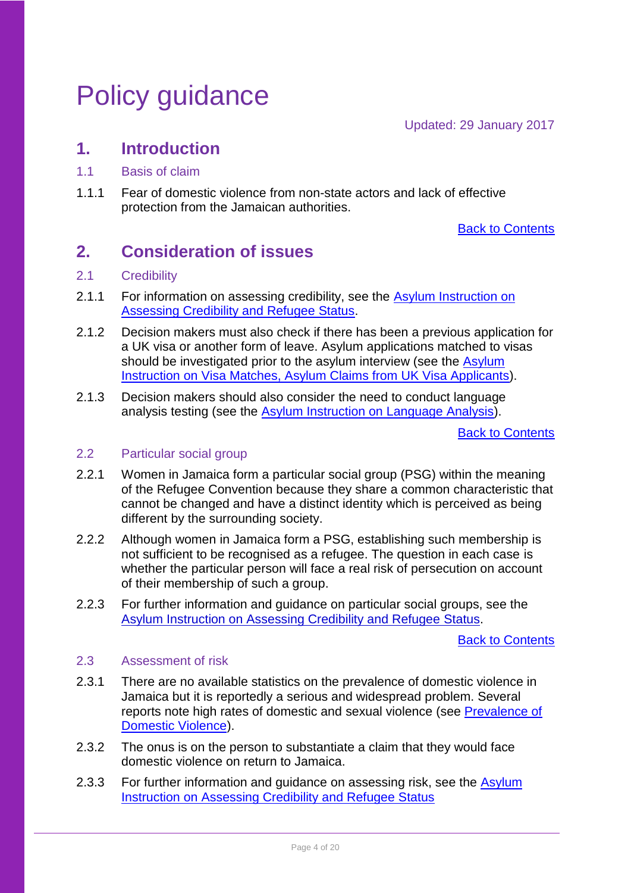# Policy guidance

Updated: 29 January 2017

## 1. Introduction

### 1.1 Basis of claim

1.1.1 Fear of domestic violence from non-state actors and lack of effective protection from the Jamaican authorities.

Back to Contents

## 2. Consideration of issues

### 2.1 Credibility

2.1.1 For information on assessing credibility, see the Asylum Instruction on Assessing Credibility and Refugee Status.

2.1.2 Decision makers must also check if there has been a previous application for a UK visa or another form of leave. Asylum applications matched to visas should be investigated prior to the asylum interview (see the Asylum Instruction on Visa Matches, Asylum Claims from UK Visa Applicants).

2.1.3 Decision makers should also consider the need to conduct language analysis testing (see the Asylum Instruction on Language Analysis).

Back to Contents

### 2.2 Particular social group

2.2.1 Women in Jamaica form a particular social group (PSG) within the meaning of the Refugee Convention because they share a common characteristic that cannot be changed and have a distinct identity which is perceived as being different by the surrounding society.

2.2.2 Although women in Jamaica form a PSG, establishing such membership is not sufficient to be recognised as a refugee. The question in each case is whether the particular person will face a real risk of persecution on account of their membership of such a group.

2.2.3 For further information and guidance on particular social groups, see the Asylum Instruction on Assessing Credibility and Refugee Status.

Back to Contents

### 2.3 Assessment of risk

2.3.1 There are no available statistics on the prevalence of domestic violence in Jamaica but it is reportedly a serious and widespread problem. Several reports note high rates of domestic and sexual violence (see Prevalence of Domestic Violence).

2.3.2 The onus is on the person to substantiate a claim that they would face domestic violence on return to Jamaica.

2.3.3 For further information and guidance on assessing risk, see the Asylum Instruction on Assessing Credibility and Refugee Status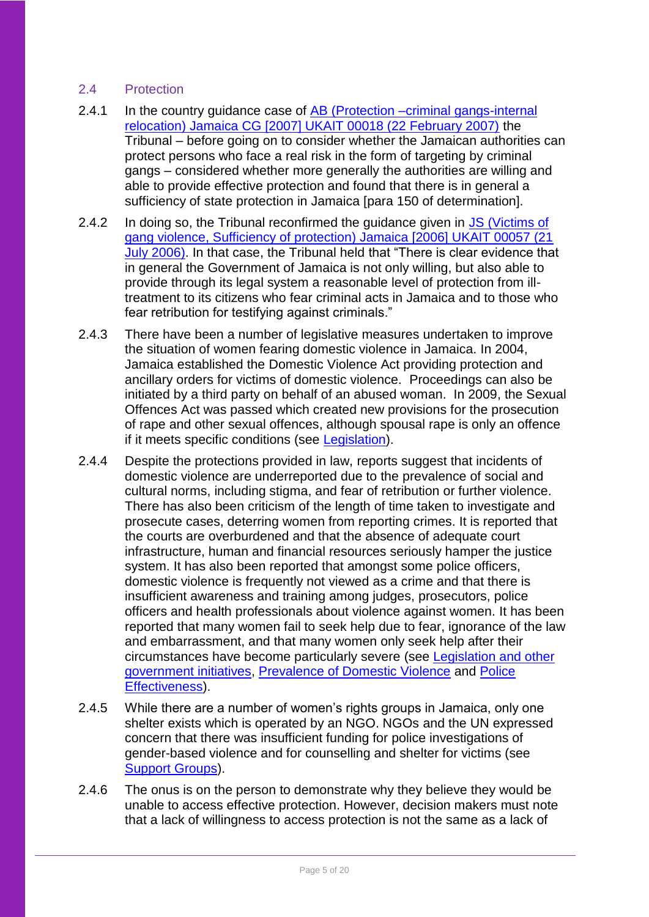### 2.4 Protection

2.4.1 In the country guidance case of [AB (Protection –criminal gangs-internal relocation) Jamaica CG [2007] UKAIT 00018 (22 February 2007)] the Tribunal – before going on to consider whether the Jamaican authorities can protect persons who face a real risk in the form of targeting by criminal gangs – considered whether more generally the authorities are willing and able to provide effective protection and found that there is in general a sufficiency of state protection in Jamaica [para 150 of determination].

2.4.2 In doing so, the Tribunal reconfirmed the guidance given in [JS (Victims of gang violence, Sufficiency of protection) Jamaica [2006] UKAIT 00057 (21 July 2006)]. In that case, the Tribunal held that "There is clear evidence that in general the Government of Jamaica is not only willing, but also able to provide through its legal system a reasonable level of protection from ill-treatment to its citizens who fear criminal acts in Jamaica and to those who fear retribution for testifying against criminals."

2.4.3 There have been a number of legislative measures undertaken to improve the situation of women fearing domestic violence in Jamaica. In 2004, Jamaica established the Domestic Violence Act providing protection and ancillary orders for victims of domestic violence. Proceedings can also be initiated by a third party on behalf of an abused woman. In 2009, the Sexual Offences Act was passed which created new provisions for the prosecution of rape and other sexual offences, although spousal rape is only an offence if it meets specific conditions (see Legislation).

2.4.4 Despite the protections provided in law, reports suggest that incidents of domestic violence are underreported due to the prevalence of social and cultural norms, including stigma, and fear of retribution or further violence. There has also been criticism of the length of time taken to investigate and prosecute cases, deterring women from reporting crimes. It is reported that the courts are overburdened and that the absence of adequate court infrastructure, human and financial resources seriously hamper the justice system. It has also been reported that amongst some police officers, domestic violence is frequently not viewed as a crime and that there is insufficient awareness and training among judges, prosecutors, police officers and health professionals about violence against women. It has been reported that many women fail to seek help due to fear, ignorance of the law and embarrassment, and that many women only seek help after their circumstances have become particularly severe (see Legislation and other government initiatives, Prevalence of Domestic Violence and Police Effectiveness).

2.4.5 While there are a number of women's rights groups in Jamaica, only one shelter exists which is operated by an NGO. NGOs and the UN expressed concern that there was insufficient funding for police investigations of gender-based violence and for counselling and shelter for victims (see Support Groups).

2.4.6 The onus is on the person to demonstrate why they believe they would be unable to access effective protection. However, decision makers must note that a lack of willingness to access protection is not the same as a lack of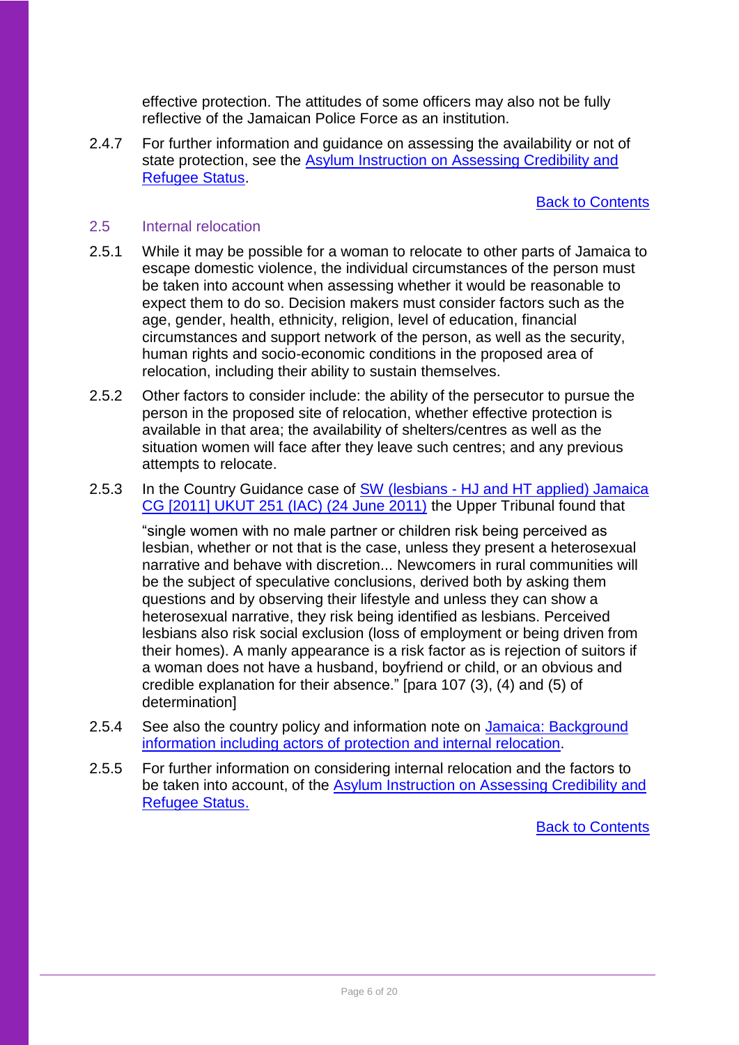effective protection. The attitudes of some officers may also not be fully reflective of the Jamaican Police Force as an institution.

2.4.7 For further information and guidance on assessing the availability or not of state protection, see the Asylum Instruction on Assessing Credibility and Refugee Status.

Back to Contents

### 2.5 Internal relocation

2.5.1 While it may be possible for a woman to relocate to other parts of Jamaica to escape domestic violence, the individual circumstances of the person must be taken into account when assessing whether it would be reasonable to expect them to do so. Decision makers must consider factors such as the age, gender, health, ethnicity, religion, level of education, financial circumstances and support network of the person, as well as the security, human rights and socio-economic conditions in the proposed area of relocation, including their ability to sustain themselves.

2.5.2 Other factors to consider include: the ability of the persecutor to pursue the person in the proposed site of relocation, whether effective protection is available in that area; the availability of shelters/centres as well as the situation women will face after they leave such centres; and any previous attempts to relocate.

2.5.3 In the Country Guidance case of SW (lesbians - HJ and HT applied) Jamaica CG [2011] UKUT 251 (IAC) (24 June 2011) the Upper Tribunal found that

> "single women with no male partner or children risk being perceived as lesbian, whether or not that is the case, unless they present a heterosexual narrative and behave with discretion... Newcomers in rural communities will be the subject of speculative conclusions, derived both by asking them questions and by observing their lifestyle and unless they can show a heterosexual narrative, they risk being identified as lesbians. Perceived lesbians also risk social exclusion (loss of employment or being driven from their homes). A manly appearance is a risk factor as is rejection of suitors if a woman does not have a husband, boyfriend or child, or an obvious and credible explanation for their absence." [para 107 (3), (4) and (5) of determination]

2.5.4 See also the country policy and information note on Jamaica: Background information including actors of protection and internal relocation.

2.5.5 For further information on considering internal relocation and the factors to be taken into account, of the Asylum Instruction on Assessing Credibility and Refugee Status.

Back to Contents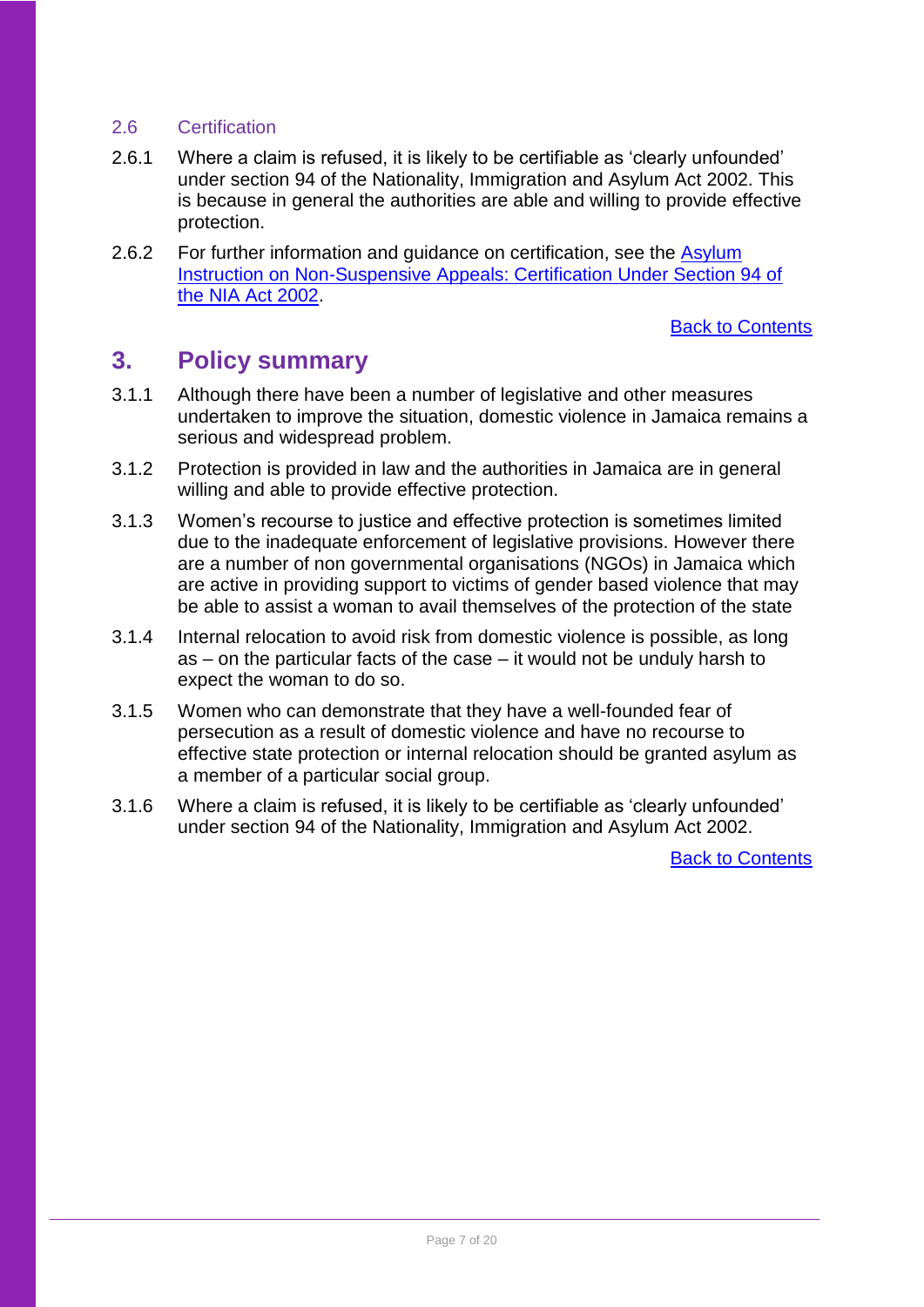### 2.6 Certification

2.6.1 Where a claim is refused, it is likely to be certifiable as 'clearly unfounded' under section 94 of the Nationality, Immigration and Asylum Act 2002. This is because in general the authorities are able and willing to provide effective protection.

2.6.2 For further information and guidance on certification, see the [Asylum Instruction on Non-Suspensive Appeals: Certification Under Section 94 of the NIA Act 2002](#).

[Back to Contents](#)

## 3. Policy summary

3.1.1 Although there have been a number of legislative and other measures undertaken to improve the situation, domestic violence in Jamaica remains a serious and widespread problem.

3.1.2 Protection is provided in law and the authorities in Jamaica are in general willing and able to provide effective protection.

3.1.3 Women's recourse to justice and effective protection is sometimes limited due to the inadequate enforcement of legislative provisions. However there are a number of non governmental organisations (NGOs) in Jamaica which are active in providing support to victims of gender based violence that may be able to assist a woman to avail themselves of the protection of the state

3.1.4 Internal relocation to avoid risk from domestic violence is possible, as long as – on the particular facts of the case – it would not be unduly harsh to expect the woman to do so.

3.1.5 Women who can demonstrate that they have a well-founded fear of persecution as a result of domestic violence and have no recourse to effective state protection or internal relocation should be granted asylum as a member of a particular social group.

3.1.6 Where a claim is refused, it is likely to be certifiable as 'clearly unfounded' under section 94 of the Nationality, Immigration and Asylum Act 2002.

[Back to Contents](#)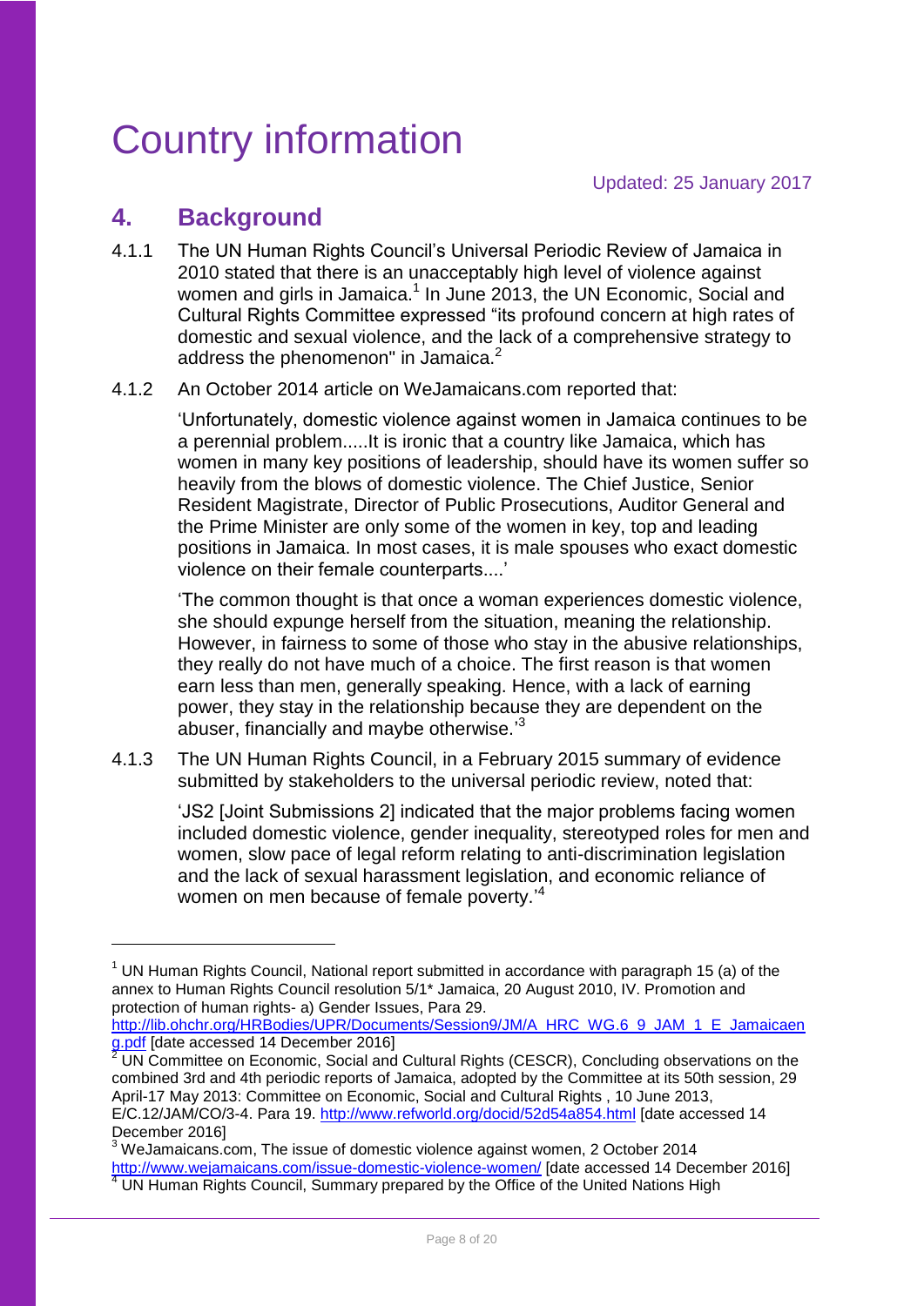# Country information

Updated: 25 January 2017

## 4. Background

4.1.1 The UN Human Rights Council's Universal Periodic Review of Jamaica in 2010 stated that there is an unacceptably high level of violence against women and girls in Jamaica.[1] In June 2013, the UN Economic, Social and Cultural Rights Committee expressed "its profound concern at high rates of domestic and sexual violence, and the lack of a comprehensive strategy to address the phenomenon" in Jamaica.[2]

4.1.2 An October 2014 article on WeJamaicans.com reported that:

> 'Unfortunately, domestic violence against women in Jamaica continues to be a perennial problem.....It is ironic that a country like Jamaica, which has women in many key positions of leadership, should have its women suffer so heavily from the blows of domestic violence. The Chief Justice, Senior Resident Magistrate, Director of Public Prosecutions, Auditor General and the Prime Minister are only some of the women in key, top and leading positions in Jamaica. In most cases, it is male spouses who exact domestic violence on their female counterparts....'
>
> 'The common thought is that once a woman experiences domestic violence, she should expunge herself from the situation, meaning the relationship. However, in fairness to some of those who stay in the abusive relationships, they really do not have much of a choice. The first reason is that women earn less than men, generally speaking. Hence, with a lack of earning power, they stay in the relationship because they are dependent on the abuser, financially and maybe otherwise.'[3]

4.1.3 The UN Human Rights Council, in a February 2015 summary of evidence submitted by stakeholders to the universal periodic review, noted that:

> 'JS2 [Joint Submissions 2] indicated that the major problems facing women included domestic violence, gender inequality, stereotyped roles for men and women, slow pace of legal reform relating to anti-discrimination legislation and the lack of sexual harassment legislation, and economic reliance of women on men because of female poverty.'[4]

---

[1] UN Human Rights Council, National report submitted in accordance with paragraph 15 (a) of the annex to Human Rights Council resolution 5/1* Jamaica, 20 August 2010, IV. Promotion and protection of human rights- a) Gender Issues, Para 29. http://lib.ohchr.org/HRBodies/UPR/Documents/Session9/JM/A_HRC_WG.6_9_JAM_1_E_Jamaicaeng.pdf [date accessed 14 December 2016]

[2] UN Committee on Economic, Social and Cultural Rights (CESCR), Concluding observations on the combined 3rd and 4th periodic reports of Jamaica, adopted by the Committee at its 50th session, 29 April-17 May 2013: Committee on Economic, Social and Cultural Rights , 10 June 2013, E/C.12/JAM/CO/3-4. Para 19. http://www.refworld.org/docid/52d54a854.html [date accessed 14 December 2016]

[3] WeJamaicans.com, The issue of domestic violence against women, 2 October 2014 http://www.wejamaicans.com/issue-domestic-violence-women/ [date accessed 14 December 2016]

[4] UN Human Rights Council, Summary prepared by the Office of the United Nations High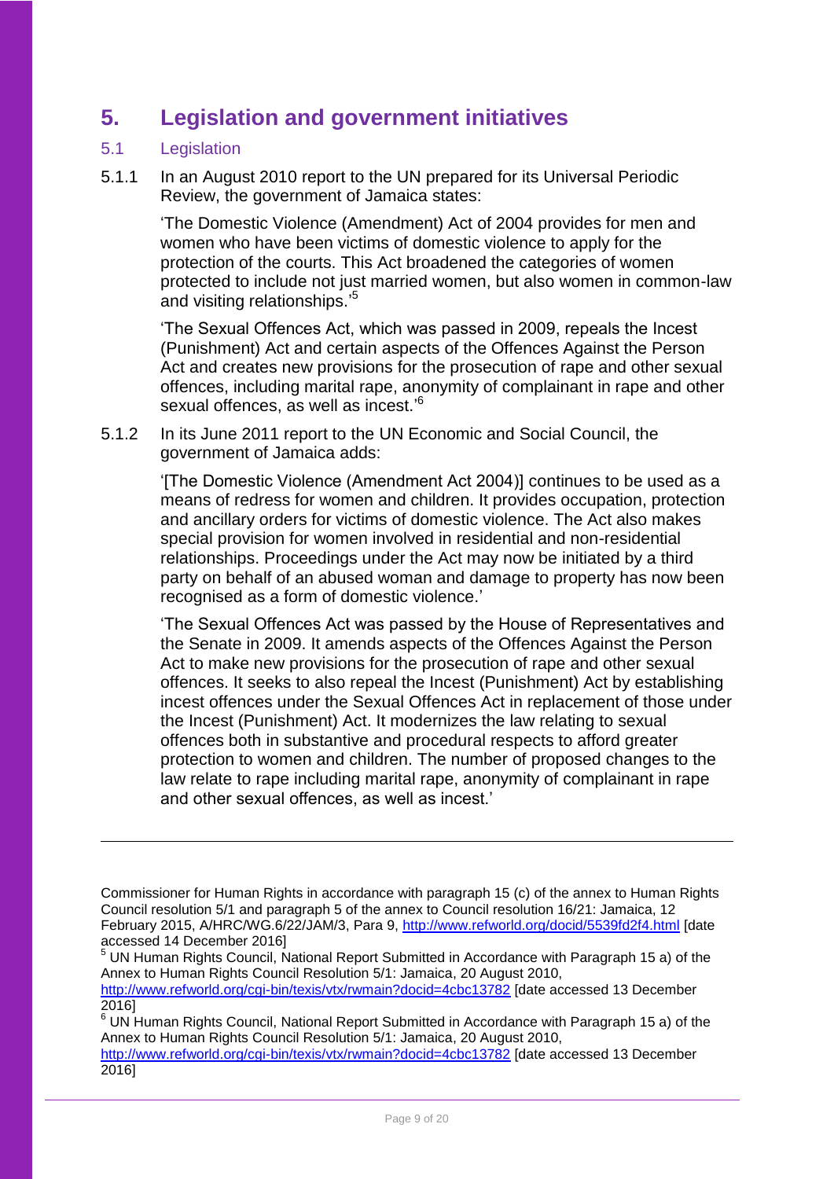# 5. Legislation and government initiatives

## 5.1 Legislation

5.1.1 In an August 2010 report to the UN prepared for its Universal Periodic Review, the government of Jamaica states:

> 'The Domestic Violence (Amendment) Act of 2004 provides for men and women who have been victims of domestic violence to apply for the protection of the courts. This Act broadened the categories of women protected to include not just married women, but also women in common-law and visiting relationships.'[5]

> 'The Sexual Offences Act, which was passed in 2009, repeals the Incest (Punishment) Act and certain aspects of the Offences Against the Person Act and creates new provisions for the prosecution of rape and other sexual offences, including marital rape, anonymity of complainant in rape and other sexual offences, as well as incest.'[6]

5.1.2 In its June 2011 report to the UN Economic and Social Council, the government of Jamaica adds:

> '[The Domestic Violence (Amendment Act 2004)] continues to be used as a means of redress for women and children. It provides occupation, protection and ancillary orders for victims of domestic violence. The Act also makes special provision for women involved in residential and non-residential relationships. Proceedings under the Act may now be initiated by a third party on behalf of an abused woman and damage to property has now been recognised as a form of domestic violence.'

> 'The Sexual Offences Act was passed by the House of Representatives and the Senate in 2009. It amends aspects of the Offences Against the Person Act to make new provisions for the prosecution of rape and other sexual offences. It seeks to also repeal the Incest (Punishment) Act by establishing incest offences under the Sexual Offences Act in replacement of those under the Incest (Punishment) Act. It modernizes the law relating to sexual offences both in substantive and procedural respects to afford greater protection to women and children. The number of proposed changes to the law relate to rape including marital rape, anonymity of complainant in rape and other sexual offences, as well as incest.'

---

Commissioner for Human Rights in accordance with paragraph 15 (c) of the annex to Human Rights Council resolution 5/1 and paragraph 5 of the annex to Council resolution 16/21: Jamaica, 12 February 2015, A/HRC/WG.6/22/JAM/3, Para 9, http://www.refworld.org/docid/5539fd2f4.html [date accessed 14 December 2016]

[5] UN Human Rights Council, National Report Submitted in Accordance with Paragraph 15 a) of the Annex to Human Rights Council Resolution 5/1: Jamaica, 20 August 2010, http://www.refworld.org/cgi-bin/texis/vtx/rwmain?docid=4cbc13782 [date accessed 13 December 2016]

[6] UN Human Rights Council, National Report Submitted in Accordance with Paragraph 15 a) of the Annex to Human Rights Council Resolution 5/1: Jamaica, 20 August 2010, http://www.refworld.org/cgi-bin/texis/vtx/rwmain?docid=4cbc13782 [date accessed 13 December 2016]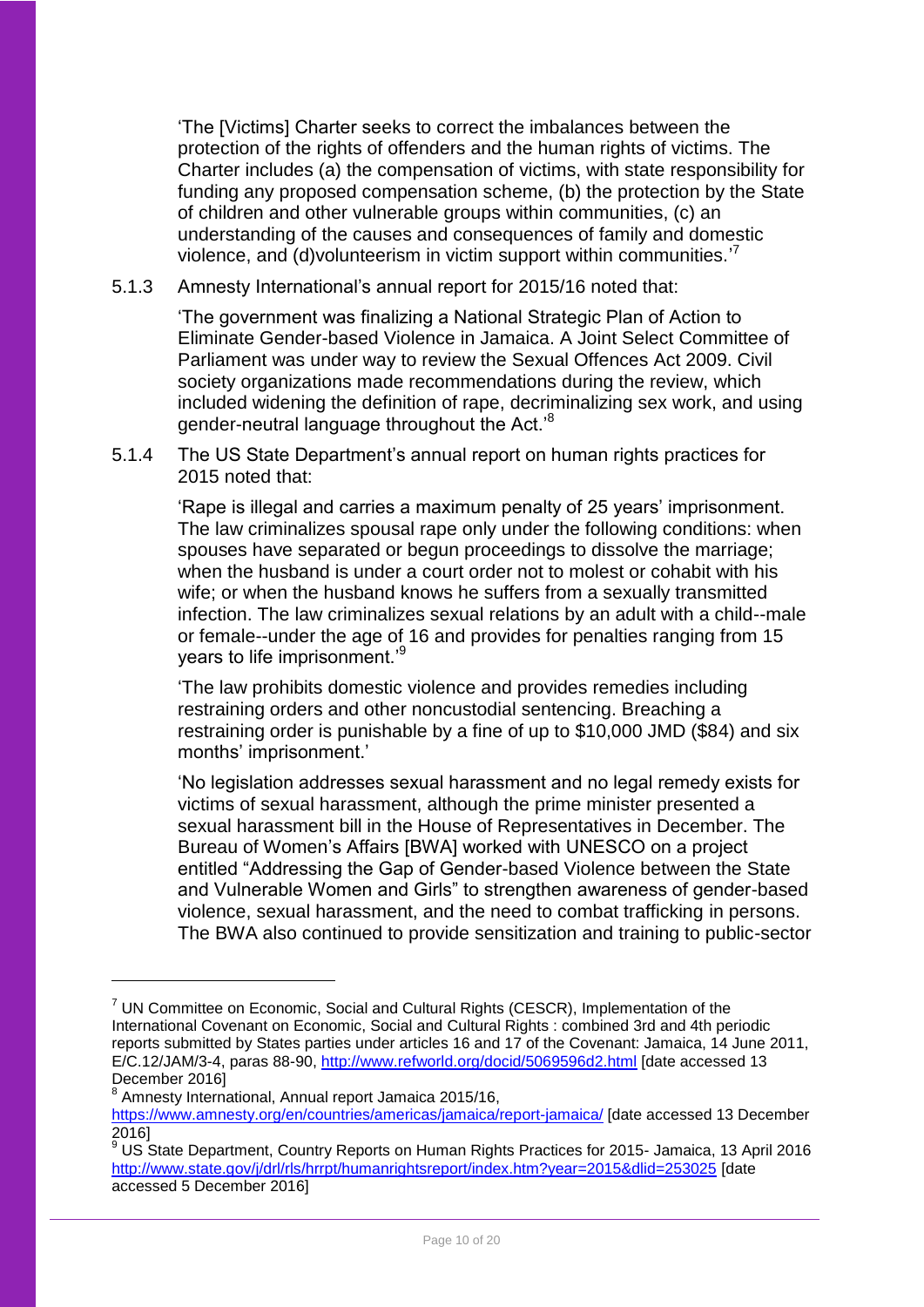'The [Victims] Charter seeks to correct the imbalances between the protection of the rights of offenders and the human rights of victims. The Charter includes (a) the compensation of victims, with state responsibility for funding any proposed compensation scheme, (b) the protection by the State of children and other vulnerable groups within communities, (c) an understanding of the causes and consequences of family and domestic violence, and (d)volunteerism in victim support within communities.'[7]

5.1.3 Amnesty International's annual report for 2015/16 noted that:

'The government was finalizing a National Strategic Plan of Action to Eliminate Gender-based Violence in Jamaica. A Joint Select Committee of Parliament was under way to review the Sexual Offences Act 2009. Civil society organizations made recommendations during the review, which included widening the definition of rape, decriminalizing sex work, and using gender-neutral language throughout the Act.'[8]

5.1.4 The US State Department's annual report on human rights practices for 2015 noted that:

'Rape is illegal and carries a maximum penalty of 25 years' imprisonment. The law criminalizes spousal rape only under the following conditions: when spouses have separated or begun proceedings to dissolve the marriage; when the husband is under a court order not to molest or cohabit with his wife; or when the husband knows he suffers from a sexually transmitted infection. The law criminalizes sexual relations by an adult with a child--male or female--under the age of 16 and provides for penalties ranging from 15 years to life imprisonment.'[9]

'The law prohibits domestic violence and provides remedies including restraining orders and other noncustodial sentencing. Breaching a restraining order is punishable by a fine of up to $10,000 JMD ($84) and six months' imprisonment.'

'No legislation addresses sexual harassment and no legal remedy exists for victims of sexual harassment, although the prime minister presented a sexual harassment bill in the House of Representatives in December. The Bureau of Women's Affairs [BWA] worked with UNESCO on a project entitled "Addressing the Gap of Gender-based Violence between the State and Vulnerable Women and Girls" to strengthen awareness of gender-based violence, sexual harassment, and the need to combat trafficking in persons. The BWA also continued to provide sensitization and training to public-sector

---

[7] UN Committee on Economic, Social and Cultural Rights (CESCR), Implementation of the International Covenant on Economic, Social and Cultural Rights : combined 3rd and 4th periodic reports submitted by States parties under articles 16 and 17 of the Covenant: Jamaica, 14 June 2011, E/C.12/JAM/3-4, paras 88-90, http://www.refworld.org/docid/5069596d2.html [date accessed 13 December 2016]

[8] Amnesty International, Annual report Jamaica 2015/16, https://www.amnesty.org/en/countries/americas/jamaica/report-jamaica/ [date accessed 13 December 2016]

[9] US State Department, Country Reports on Human Rights Practices for 2015- Jamaica, 13 April 2016 http://www.state.gov/j/drl/rls/hrrpt/humanrightsreport/index.htm?year=2015&dlid=253025 [date accessed 5 December 2016]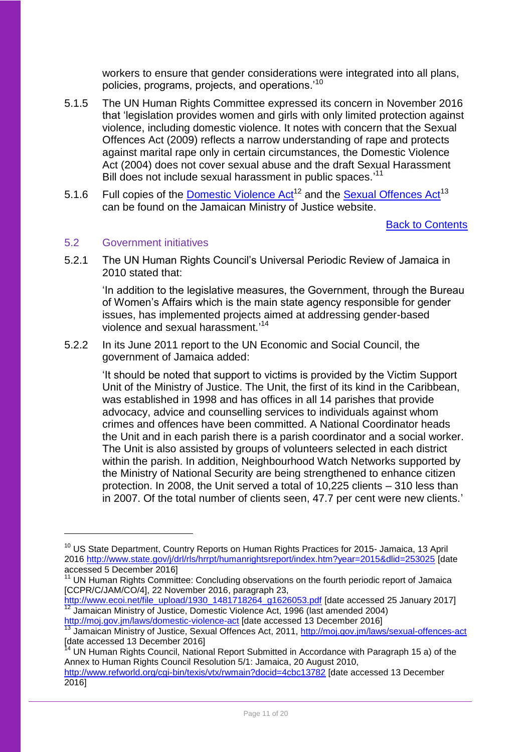workers to ensure that gender considerations were integrated into all plans, policies, programs, projects, and operations.'[10]

5.1.5 The UN Human Rights Committee expressed its concern in November 2016 that 'legislation provides women and girls with only limited protection against violence, including domestic violence. It notes with concern that the Sexual Offences Act (2009) reflects a narrow understanding of rape and protects against marital rape only in certain circumstances, the Domestic Violence Act (2004) does not cover sexual abuse and the draft Sexual Harassment Bill does not include sexual harassment in public spaces.'[11]

5.1.6 Full copies of the [Domestic Violence Act](http://moj.gov.jm/laws/domestic-violence-act)[12] and the [Sexual Offences Act](http://moj.gov.jm/laws/sexual-offences-act)[13] can be found on the Jamaican Ministry of Justice website.

Back to Contents

## 5.2 Government initiatives

5.2.1 The UN Human Rights Council's Universal Periodic Review of Jamaica in 2010 stated that:

> 'In addition to the legislative measures, the Government, through the Bureau of Women's Affairs which is the main state agency responsible for gender issues, has implemented projects aimed at addressing gender-based violence and sexual harassment.'[14]

5.2.2 In its June 2011 report to the UN Economic and Social Council, the government of Jamaica added:

> 'It should be noted that support to victims is provided by the Victim Support Unit of the Ministry of Justice. The Unit, the first of its kind in the Caribbean, was established in 1998 and has offices in all 14 parishes that provide advocacy, advice and counselling services to individuals against whom crimes and offences have been committed. A National Coordinator heads the Unit and in each parish there is a parish coordinator and a social worker. The Unit is also assisted by groups of volunteers selected in each district within the parish. In addition, Neighbourhood Watch Networks supported by the Ministry of National Security are being strengthened to enhance citizen protection. In 2008, the Unit served a total of 10,225 clients – 310 less than in 2007. Of the total number of clients seen, 47.7 per cent were new clients.'

---

[10] US State Department, Country Reports on Human Rights Practices for 2015- Jamaica, 13 April 2016 http://www.state.gov/j/drl/rls/hrrpt/humanrightsreport/index.htm?year=2015&dlid=253025 [date accessed 5 December 2016]

[11] UN Human Rights Committee: Concluding observations on the fourth periodic report of Jamaica [CCPR/C/JAM/CO/4], 22 November 2016, paragraph 23, http://www.ecoi.net/file_upload/1930_1481718264_g1626053.pdf [date accessed 25 January 2017]

[12] Jamaican Ministry of Justice, Domestic Violence Act, 1996 (last amended 2004) http://moj.gov.jm/laws/domestic-violence-act [date accessed 13 December 2016]

[13] Jamaican Ministry of Justice, Sexual Offences Act, 2011, http://moj.gov.jm/laws/sexual-offences-act [date accessed 13 December 2016]

[14] UN Human Rights Council, National Report Submitted in Accordance with Paragraph 15 a) of the Annex to Human Rights Council Resolution 5/1: Jamaica, 20 August 2010, http://www.refworld.org/cgi-bin/texis/vtx/rwmain?docid=4cbc13782 [date accessed 13 December 2016]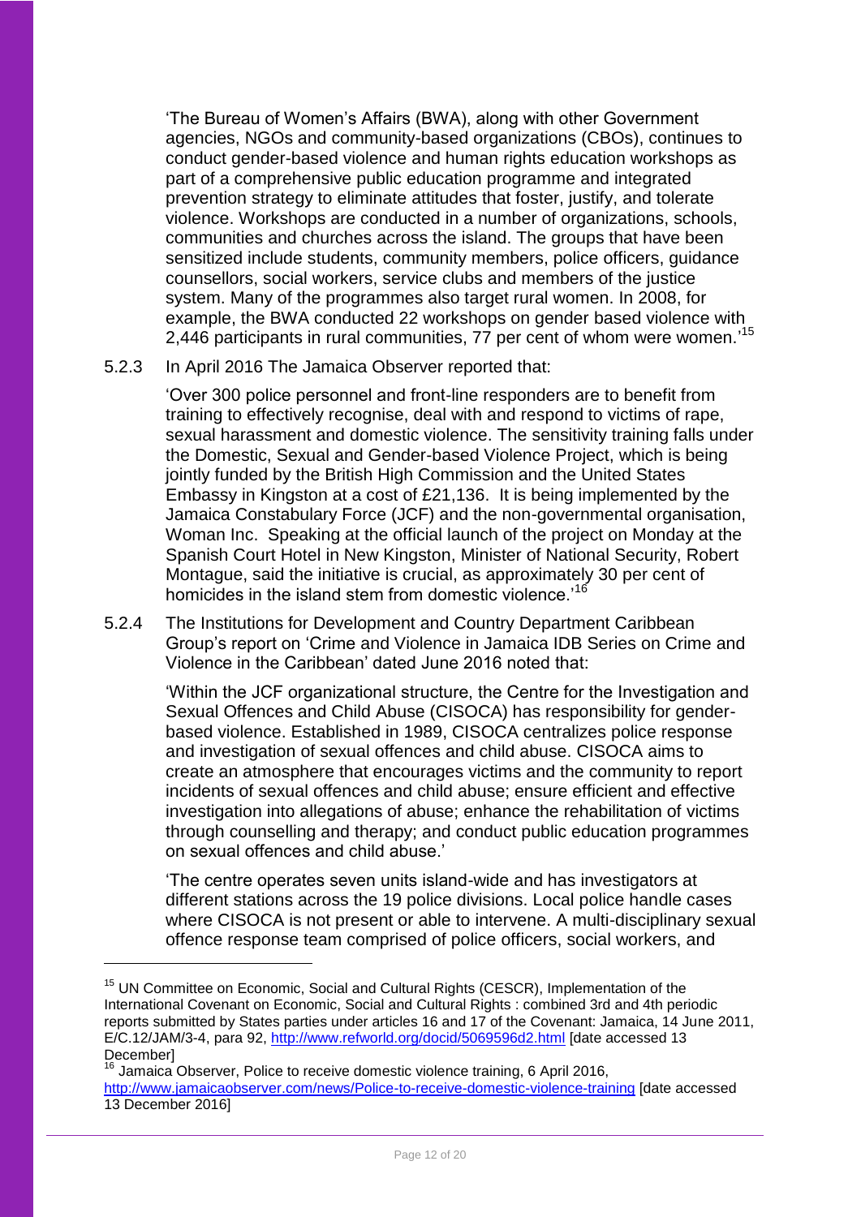'The Bureau of Women's Affairs (BWA), along with other Government agencies, NGOs and community-based organizations (CBOs), continues to conduct gender-based violence and human rights education workshops as part of a comprehensive public education programme and integrated prevention strategy to eliminate attitudes that foster, justify, and tolerate violence. Workshops are conducted in a number of organizations, schools, communities and churches across the island. The groups that have been sensitized include students, community members, police officers, guidance counsellors, social workers, service clubs and members of the justice system. Many of the programmes also target rural women. In 2008, for example, the BWA conducted 22 workshops on gender based violence with 2,446 participants in rural communities, 77 per cent of whom were women.'[15]

5.2.3 In April 2016 The Jamaica Observer reported that:

'Over 300 police personnel and front-line responders are to benefit from training to effectively recognise, deal with and respond to victims of rape, sexual harassment and domestic violence. The sensitivity training falls under the Domestic, Sexual and Gender-based Violence Project, which is being jointly funded by the British High Commission and the United States Embassy in Kingston at a cost of £21,136. It is being implemented by the Jamaica Constabulary Force (JCF) and the non-governmental organisation, Woman Inc. Speaking at the official launch of the project on Monday at the Spanish Court Hotel in New Kingston, Minister of National Security, Robert Montague, said the initiative is crucial, as approximately 30 per cent of homicides in the island stem from domestic violence.'[16]

5.2.4 The Institutions for Development and Country Department Caribbean Group's report on 'Crime and Violence in Jamaica IDB Series on Crime and Violence in the Caribbean' dated June 2016 noted that:

'Within the JCF organizational structure, the Centre for the Investigation and Sexual Offences and Child Abuse (CISOCA) has responsibility for gender-based violence. Established in 1989, CISOCA centralizes police response and investigation of sexual offences and child abuse. CISOCA aims to create an atmosphere that encourages victims and the community to report incidents of sexual offences and child abuse; ensure efficient and effective investigation into allegations of abuse; enhance the rehabilitation of victims through counselling and therapy; and conduct public education programmes on sexual offences and child abuse.'

'The centre operates seven units island-wide and has investigators at different stations across the 19 police divisions. Local police handle cases where CISOCA is not present or able to intervene. A multi-disciplinary sexual offence response team comprised of police officers, social workers, and

---

[15] UN Committee on Economic, Social and Cultural Rights (CESCR), Implementation of the International Covenant on Economic, Social and Cultural Rights : combined 3rd and 4th periodic reports submitted by States parties under articles 16 and 17 of the Covenant: Jamaica, 14 June 2011, E/C.12/JAM/3-4, para 92, http://www.refworld.org/docid/5069596d2.html [date accessed 13 December]

[16] Jamaica Observer, Police to receive domestic violence training, 6 April 2016, http://www.jamaicaobserver.com/news/Police-to-receive-domestic-violence-training [date accessed 13 December 2016]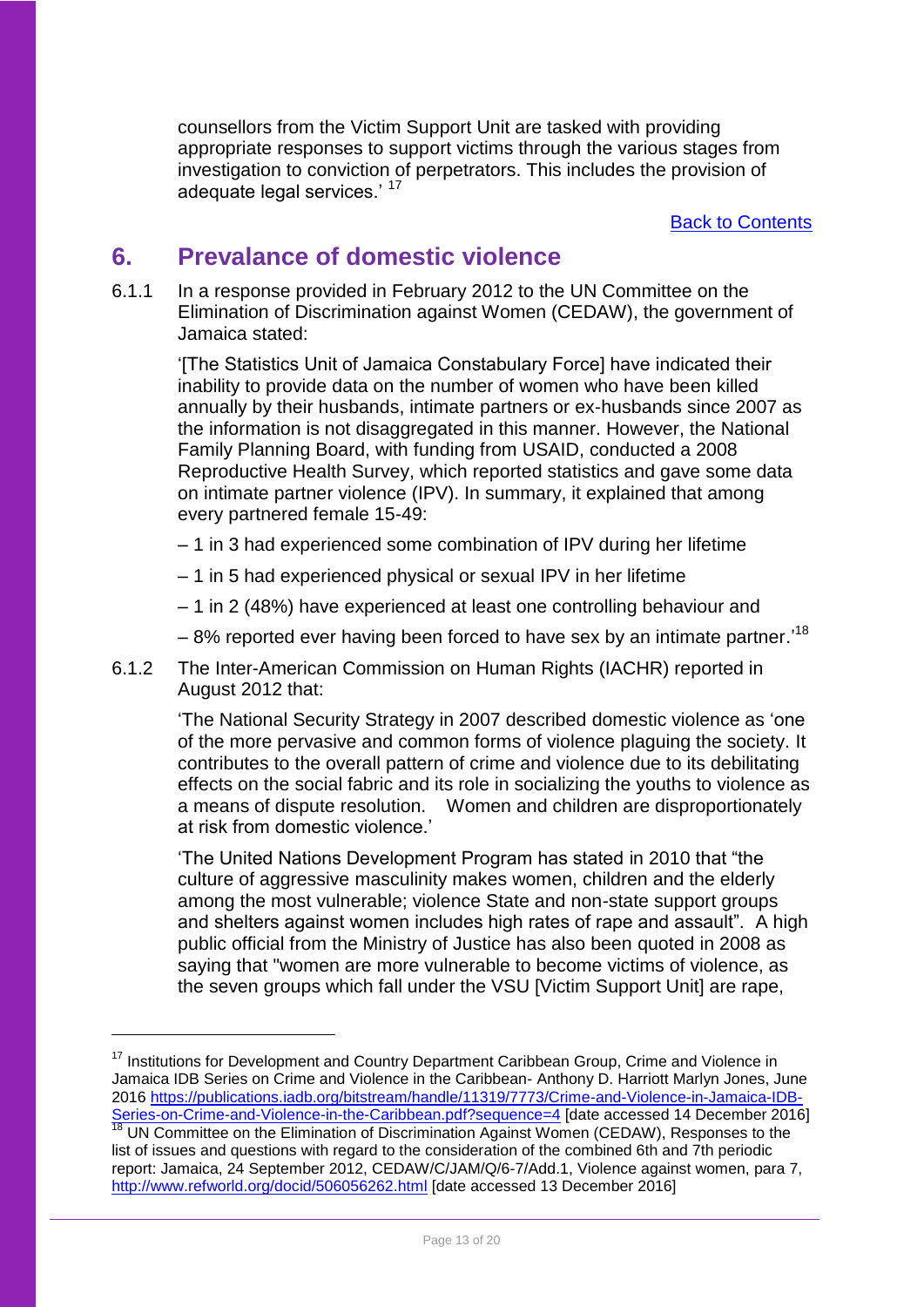counsellors from the Victim Support Unit are tasked with providing appropriate responses to support victims through the various stages from investigation to conviction of perpetrators. This includes the provision of adequate legal services.' [17]

Back to Contents

## 6. Prevalance of domestic violence

6.1.1 In a response provided in February 2012 to the UN Committee on the Elimination of Discrimination against Women (CEDAW), the government of Jamaica stated:

> '[The Statistics Unit of Jamaica Constabulary Force] have indicated their inability to provide data on the number of women who have been killed annually by their husbands, intimate partners or ex-husbands since 2007 as the information is not disaggregated in this manner. However, the National Family Planning Board, with funding from USAID, conducted a 2008 Reproductive Health Survey, which reported statistics and gave some data on intimate partner violence (IPV). In summary, it explained that among every partnered female 15-49:
>
> – 1 in 3 had experienced some combination of IPV during her lifetime
>
> – 1 in 5 had experienced physical or sexual IPV in her lifetime
>
> – 1 in 2 (48%) have experienced at least one controlling behaviour and
>
> – 8% reported ever having been forced to have sex by an intimate partner.'[18]

6.1.2 The Inter-American Commission on Human Rights (IACHR) reported in August 2012 that:

> 'The National Security Strategy in 2007 described domestic violence as 'one of the more pervasive and common forms of violence plaguing the society. It contributes to the overall pattern of crime and violence due to its debilitating effects on the social fabric and its role in socializing the youths to violence as a means of dispute resolution. Women and children are disproportionately at risk from domestic violence.'
>
> 'The United Nations Development Program has stated in 2010 that "the culture of aggressive masculinity makes women, children and the elderly among the most vulnerable; violence State and non-state support groups and shelters against women includes high rates of rape and assault". A high public official from the Ministry of Justice has also been quoted in 2008 as saying that "women are more vulnerable to become victims of violence, as the seven groups which fall under the VSU [Victim Support Unit] are rape,

---

[17] Institutions for Development and Country Department Caribbean Group, Crime and Violence in Jamaica IDB Series on Crime and Violence in the Caribbean- Anthony D. Harriott Marlyn Jones, June 2016 https://publications.iadb.org/bitstream/handle/11319/7773/Crime-and-Violence-in-Jamaica-IDB-Series-on-Crime-and-Violence-in-the-Caribbean.pdf?sequence=4 [date accessed 14 December 2016]

[18] UN Committee on the Elimination of Discrimination Against Women (CEDAW), Responses to the list of issues and questions with regard to the consideration of the combined 6th and 7th periodic report: Jamaica, 24 September 2012, CEDAW/C/JAM/Q/6-7/Add.1, Violence against women, para 7, http://www.refworld.org/docid/506056262.html [date accessed 13 December 2016]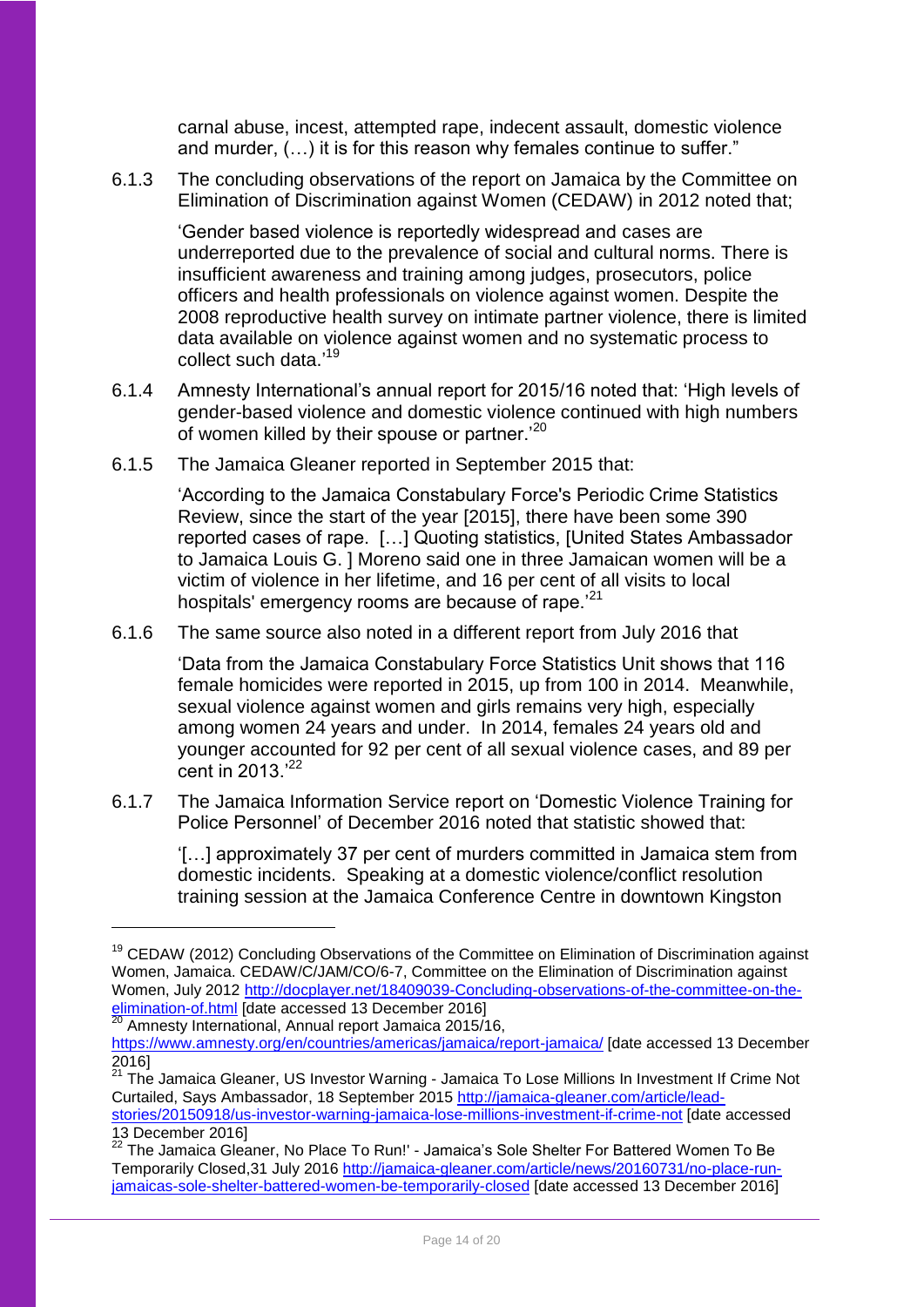carnal abuse, incest, attempted rape, indecent assault, domestic violence and murder, (…) it is for this reason why females continue to suffer."

6.1.3 The concluding observations of the report on Jamaica by the Committee on Elimination of Discrimination against Women (CEDAW) in 2012 noted that;

> 'Gender based violence is reportedly widespread and cases are underreported due to the prevalence of social and cultural norms. There is insufficient awareness and training among judges, prosecutors, police officers and health professionals on violence against women. Despite the 2008 reproductive health survey on intimate partner violence, there is limited data available on violence against women and no systematic process to collect such data.'[19]

6.1.4 Amnesty International's annual report for 2015/16 noted that: 'High levels of gender-based violence and domestic violence continued with high numbers of women killed by their spouse or partner.'[20]

6.1.5 The Jamaica Gleaner reported in September 2015 that:

> 'According to the Jamaica Constabulary Force's Periodic Crime Statistics Review, since the start of the year [2015], there have been some 390 reported cases of rape. […] Quoting statistics, [United States Ambassador to Jamaica Louis G. ] Moreno said one in three Jamaican women will be a victim of violence in her lifetime, and 16 per cent of all visits to local hospitals' emergency rooms are because of rape.'[21]

6.1.6 The same source also noted in a different report from July 2016 that

> 'Data from the Jamaica Constabulary Force Statistics Unit shows that 116 female homicides were reported in 2015, up from 100 in 2014. Meanwhile, sexual violence against women and girls remains very high, especially among women 24 years and under. In 2014, females 24 years old and younger accounted for 92 per cent of all sexual violence cases, and 89 per cent in 2013.'[22]

6.1.7 The Jamaica Information Service report on 'Domestic Violence Training for Police Personnel' of December 2016 noted that statistic showed that:

> '[…] approximately 37 per cent of murders committed in Jamaica stem from domestic incidents. Speaking at a domestic violence/conflict resolution training session at the Jamaica Conference Centre in downtown Kingston

---

[19] CEDAW (2012) Concluding Observations of the Committee on Elimination of Discrimination against Women, Jamaica. CEDAW/C/JAM/CO/6-7, Committee on the Elimination of Discrimination against Women, July 2012 http://docplayer.net/18409039-Concluding-observations-of-the-committee-on-the-elimination-of.html [date accessed 13 December 2016]

[20] Amnesty International, Annual report Jamaica 2015/16, https://www.amnesty.org/en/countries/americas/jamaica/report-jamaica/ [date accessed 13 December 2016]

[21] The Jamaica Gleaner, US Investor Warning - Jamaica To Lose Millions In Investment If Crime Not Curtailed, Says Ambassador, 18 September 2015 http://jamaica-gleaner.com/article/lead-stories/20150918/us-investor-warning-jamaica-lose-millions-investment-if-crime-not [date accessed 13 December 2016]

[22] The Jamaica Gleaner, No Place To Run!' - Jamaica's Sole Shelter For Battered Women To Be Temporarily Closed,31 July 2016 http://jamaica-gleaner.com/article/news/20160731/no-place-run-jamaicas-sole-shelter-battered-women-be-temporarily-closed [date accessed 13 December 2016]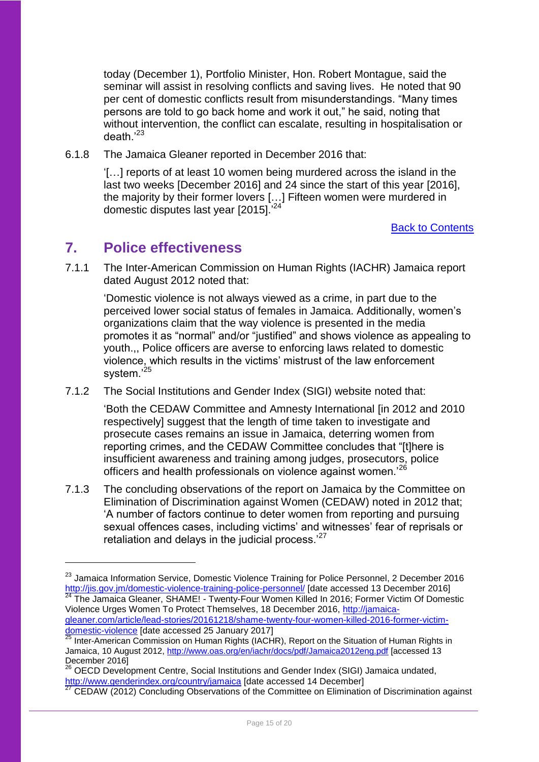today (December 1), Portfolio Minister, Hon. Robert Montague, said the seminar will assist in resolving conflicts and saving lives. He noted that 90 per cent of domestic conflicts result from misunderstandings. "Many times persons are told to go back home and work it out," he said, noting that without intervention, the conflict can escalate, resulting in hospitalisation or death.'[23]

6.1.8 The Jamaica Gleaner reported in December 2016 that:

> '[…] reports of at least 10 women being murdered across the island in the last two weeks [December 2016] and 24 since the start of this year [2016], the majority by their former lovers […] Fifteen women were murdered in domestic disputes last year [2015].'[24]

Back to Contents

## 7. Police effectiveness

7.1.1 The Inter-American Commission on Human Rights (IACHR) Jamaica report dated August 2012 noted that:

> 'Domestic violence is not always viewed as a crime, in part due to the perceived lower social status of females in Jamaica. Additionally, women's organizations claim that the way violence is presented in the media promotes it as "normal" and/or "justified" and shows violence as appealing to youth.,, Police officers are averse to enforcing laws related to domestic violence, which results in the victims' mistrust of the law enforcement system.'[25]

7.1.2 The Social Institutions and Gender Index (SIGI) website noted that:

> 'Both the CEDAW Committee and Amnesty International [in 2012 and 2010 respectively] suggest that the length of time taken to investigate and prosecute cases remains an issue in Jamaica, deterring women from reporting crimes, and the CEDAW Committee concludes that "[t]here is insufficient awareness and training among judges, prosecutors, police officers and health professionals on violence against women.'[26]

7.1.3 The concluding observations of the report on Jamaica by the Committee on Elimination of Discrimination against Women (CEDAW) noted in 2012 that; 'A number of factors continue to deter women from reporting and pursuing sexual offences cases, including victims' and witnesses' fear of reprisals or retaliation and delays in the judicial process.'[27]

---

[23] Jamaica Information Service, Domestic Violence Training for Police Personnel, 2 December 2016 http://jis.gov.jm/domestic-violence-training-police-personnel/ [date accessed 13 December 2016]

[24] The Jamaica Gleaner, SHAME! - Twenty-Four Women Killed In 2016; Former Victim Of Domestic Violence Urges Women To Protect Themselves, 18 December 2016, http://jamaica-gleaner.com/article/lead-stories/20161218/shame-twenty-four-women-killed-2016-former-victim-domestic-violence [date accessed 25 January 2017]

[25] Inter-American Commission on Human Rights (IACHR), Report on the Situation of Human Rights in Jamaica, 10 August 2012, http://www.oas.org/en/iachr/docs/pdf/Jamaica2012eng.pdf [accessed 13 December 2016]

[26] OECD Development Centre, Social Institutions and Gender Index (SIGI) Jamaica undated, http://www.genderindex.org/country/jamaica [date accessed 14 December]

[27] CEDAW (2012) Concluding Observations of the Committee on Elimination of Discrimination against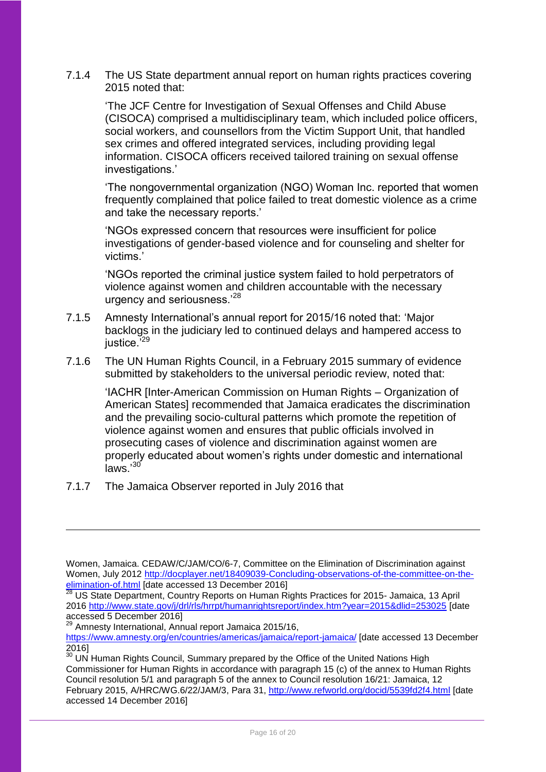7.1.4 The US State department annual report on human rights practices covering 2015 noted that:

> 'The JCF Centre for Investigation of Sexual Offenses and Child Abuse (CISOCA) comprised a multidisciplinary team, which included police officers, social workers, and counsellors from the Victim Support Unit, that handled sex crimes and offered integrated services, including providing legal information. CISOCA officers received tailored training on sexual offense investigations.'
>
> 'The nongovernmental organization (NGO) Woman Inc. reported that women frequently complained that police failed to treat domestic violence as a crime and take the necessary reports.'
>
> 'NGOs expressed concern that resources were insufficient for police investigations of gender-based violence and for counseling and shelter for victims.'
>
> 'NGOs reported the criminal justice system failed to hold perpetrators of violence against women and children accountable with the necessary urgency and seriousness.'[28]

7.1.5 Amnesty International's annual report for 2015/16 noted that: 'Major backlogs in the judiciary led to continued delays and hampered access to justice.'[29]

7.1.6 The UN Human Rights Council, in a February 2015 summary of evidence submitted by stakeholders to the universal periodic review, noted that:

> 'IACHR [Inter-American Commission on Human Rights – Organization of American States] recommended that Jamaica eradicates the discrimination and the prevailing socio-cultural patterns which promote the repetition of violence against women and ensures that public officials involved in prosecuting cases of violence and discrimination against women are properly educated about women's rights under domestic and international laws.'[30]

7.1.7 The Jamaica Observer reported in July 2016 that

---

Women, Jamaica. CEDAW/C/JAM/CO/6-7, Committee on the Elimination of Discrimination against Women, July 2012 http://docplayer.net/18409039-Concluding-observations-of-the-committee-on-the-elimination-of.html [date accessed 13 December 2016]

[28] US State Department, Country Reports on Human Rights Practices for 2015- Jamaica, 13 April 2016 http://www.state.gov/j/drl/rls/hrrpt/humanrightsreport/index.htm?year=2015&dlid=253025 [date accessed 5 December 2016]

[29] Amnesty International, Annual report Jamaica 2015/16, https://www.amnesty.org/en/countries/americas/jamaica/report-jamaica/ [date accessed 13 December 2016]

[30] UN Human Rights Council, Summary prepared by the Office of the United Nations High Commissioner for Human Rights in accordance with paragraph 15 (c) of the annex to Human Rights Council resolution 5/1 and paragraph 5 of the annex to Council resolution 16/21: Jamaica, 12 February 2015, A/HRC/WG.6/22/JAM/3, Para 31, http://www.refworld.org/docid/5539fd2f4.html [date accessed 14 December 2016]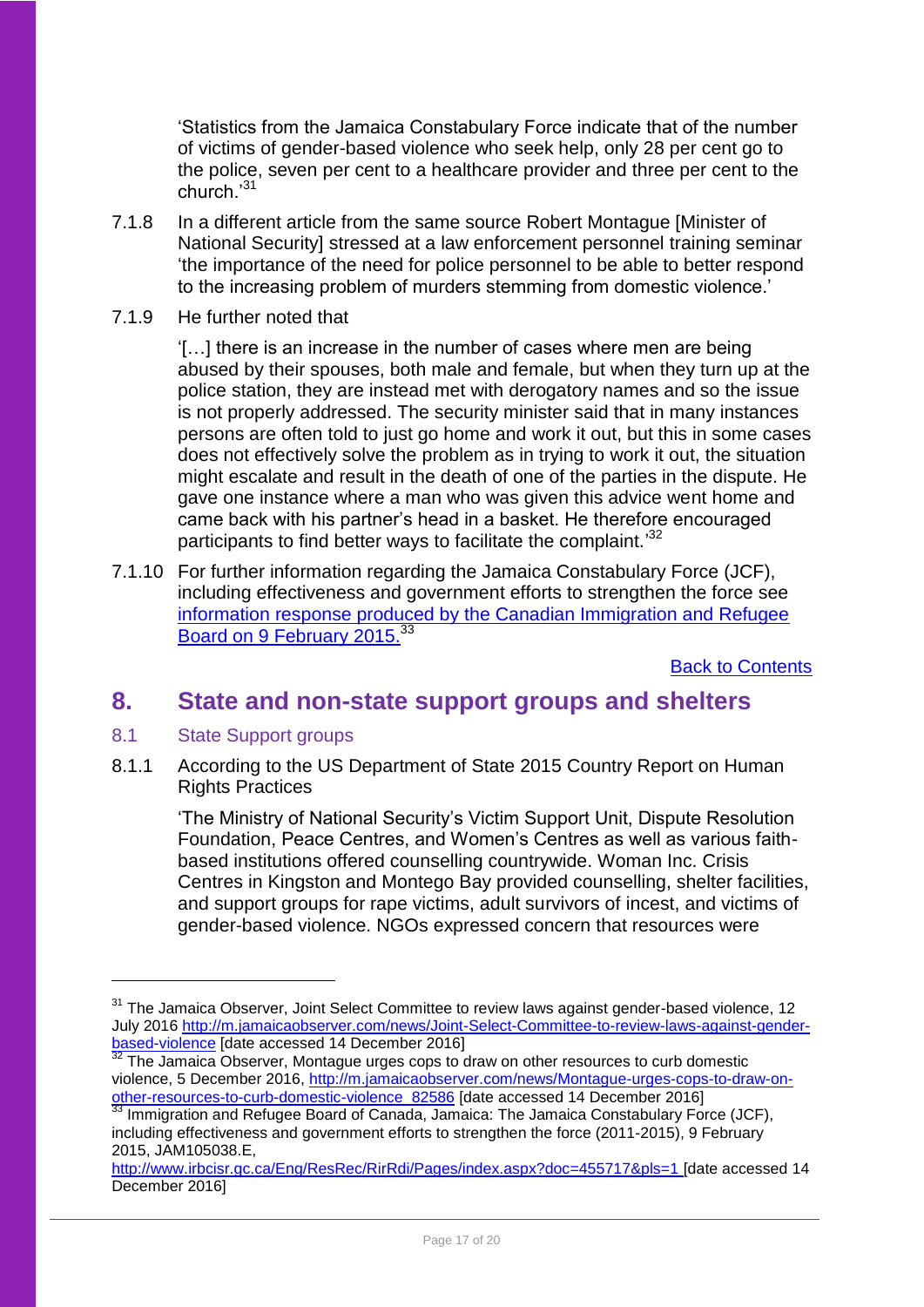'Statistics from the Jamaica Constabulary Force indicate that of the number of victims of gender-based violence who seek help, only 28 per cent go to the police, seven per cent to a healthcare provider and three per cent to the church.'[31]

7.1.8 In a different article from the same source Robert Montague [Minister of National Security] stressed at a law enforcement personnel training seminar 'the importance of the need for police personnel to be able to better respond to the increasing problem of murders stemming from domestic violence.'

7.1.9 He further noted that

'[…] there is an increase in the number of cases where men are being abused by their spouses, both male and female, but when they turn up at the police station, they are instead met with derogatory names and so the issue is not properly addressed. The security minister said that in many instances persons are often told to just go home and work it out, but this in some cases does not effectively solve the problem as in trying to work it out, the situation might escalate and result in the death of one of the parties in the dispute. He gave one instance where a man who was given this advice went home and came back with his partner's head in a basket. He therefore encouraged participants to find better ways to facilitate the complaint.'[32]

7.1.10 For further information regarding the Jamaica Constabulary Force (JCF), including effectiveness and government efforts to strengthen the force see [information response produced by the Canadian Immigration and Refugee Board on 9 February 2015.](http://www.irbcisr.gc.ca/Eng/ResRec/RirRdi/Pages/index.aspx?doc=455717&pls=1)[33]

Back to Contents

## 8. State and non-state support groups and shelters

### 8.1 State Support groups

8.1.1 According to the US Department of State 2015 Country Report on Human Rights Practices

'The Ministry of National Security's Victim Support Unit, Dispute Resolution Foundation, Peace Centres, and Women's Centres as well as various faith-based institutions offered counselling countrywide. Woman Inc. Crisis Centres in Kingston and Montego Bay provided counselling, shelter facilities, and support groups for rape victims, adult survivors of incest, and victims of gender-based violence. NGOs expressed concern that resources were

---

[31] The Jamaica Observer, Joint Select Committee to review laws against gender-based violence, 12 July 2016 http://m.jamaicaobserver.com/news/Joint-Select-Committee-to-review-laws-against-gender-based-violence [date accessed 14 December 2016]

[32] The Jamaica Observer, Montague urges cops to draw on other resources to curb domestic violence, 5 December 2016, http://m.jamaicaobserver.com/news/Montague-urges-cops-to-draw-on-other-resources-to-curb-domestic-violence_82586 [date accessed 14 December 2016]

[33] Immigration and Refugee Board of Canada, Jamaica: The Jamaica Constabulary Force (JCF), including effectiveness and government efforts to strengthen the force (2011-2015), 9 February 2015, JAM105038.E, http://www.irbcisr.gc.ca/Eng/ResRec/RirRdi/Pages/index.aspx?doc=455717&pls=1 [date accessed 14 December 2016]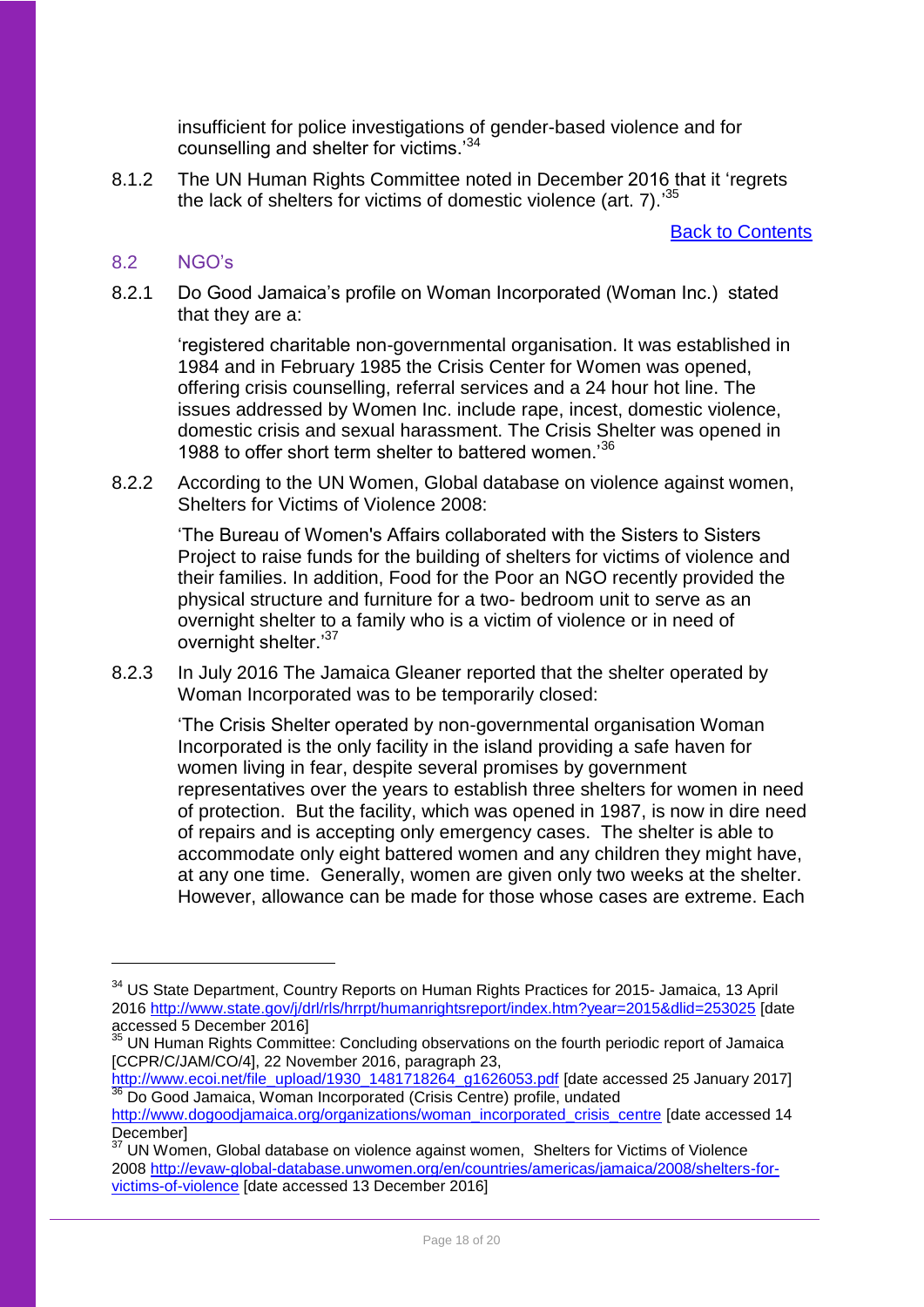insufficient for police investigations of gender-based violence and for counselling and shelter for victims.'[34]

8.1.2 The UN Human Rights Committee noted in December 2016 that it 'regrets the lack of shelters for victims of domestic violence (art. 7).'[35]

[Back to Contents]

## 8.2 NGO's

8.2.1 Do Good Jamaica's profile on Woman Incorporated (Woman Inc.) stated that they are a:

> 'registered charitable non-governmental organisation. It was established in 1984 and in February 1985 the Crisis Center for Women was opened, offering crisis counselling, referral services and a 24 hour hot line. The issues addressed by Women Inc. include rape, incest, domestic violence, domestic crisis and sexual harassment. The Crisis Shelter was opened in 1988 to offer short term shelter to battered women.'[36]

8.2.2 According to the UN Women, Global database on violence against women, Shelters for Victims of Violence 2008:

> 'The Bureau of Women's Affairs collaborated with the Sisters to Sisters Project to raise funds for the building of shelters for victims of violence and their families. In addition, Food for the Poor an NGO recently provided the physical structure and furniture for a two- bedroom unit to serve as an overnight shelter to a family who is a victim of violence or in need of overnight shelter.'[37]

8.2.3 In July 2016 The Jamaica Gleaner reported that the shelter operated by Woman Incorporated was to be temporarily closed:

> 'The Crisis Shelter operated by non-governmental organisation Woman Incorporated is the only facility in the island providing a safe haven for women living in fear, despite several promises by government representatives over the years to establish three shelters for women in need of protection. But the facility, which was opened in 1987, is now in dire need of repairs and is accepting only emergency cases. The shelter is able to accommodate only eight battered women and any children they might have, at any one time. Generally, women are given only two weeks at the shelter. However, allowance can be made for those whose cases are extreme. Each

---

[34] US State Department, Country Reports on Human Rights Practices for 2015- Jamaica, 13 April 2016 http://www.state.gov/j/drl/rls/hrrpt/humanrightsreport/index.htm?year=2015&dlid=253025 [date accessed 5 December 2016]

[35] UN Human Rights Committee: Concluding observations on the fourth periodic report of Jamaica [CCPR/C/JAM/CO/4], 22 November 2016, paragraph 23, http://www.ecoi.net/file_upload/1930_1481718264_g1626053.pdf [date accessed 25 January 2017]

[36] Do Good Jamaica, Woman Incorporated (Crisis Centre) profile, undated http://www.dogoodjamaica.org/organizations/woman_incorporated_crisis_centre [date accessed 14 December]

[37] UN Women, Global database on violence against women, Shelters for Victims of Violence 2008 http://evaw-global-database.unwomen.org/en/countries/americas/jamaica/2008/shelters-for-victims-of-violence [date accessed 13 December 2016]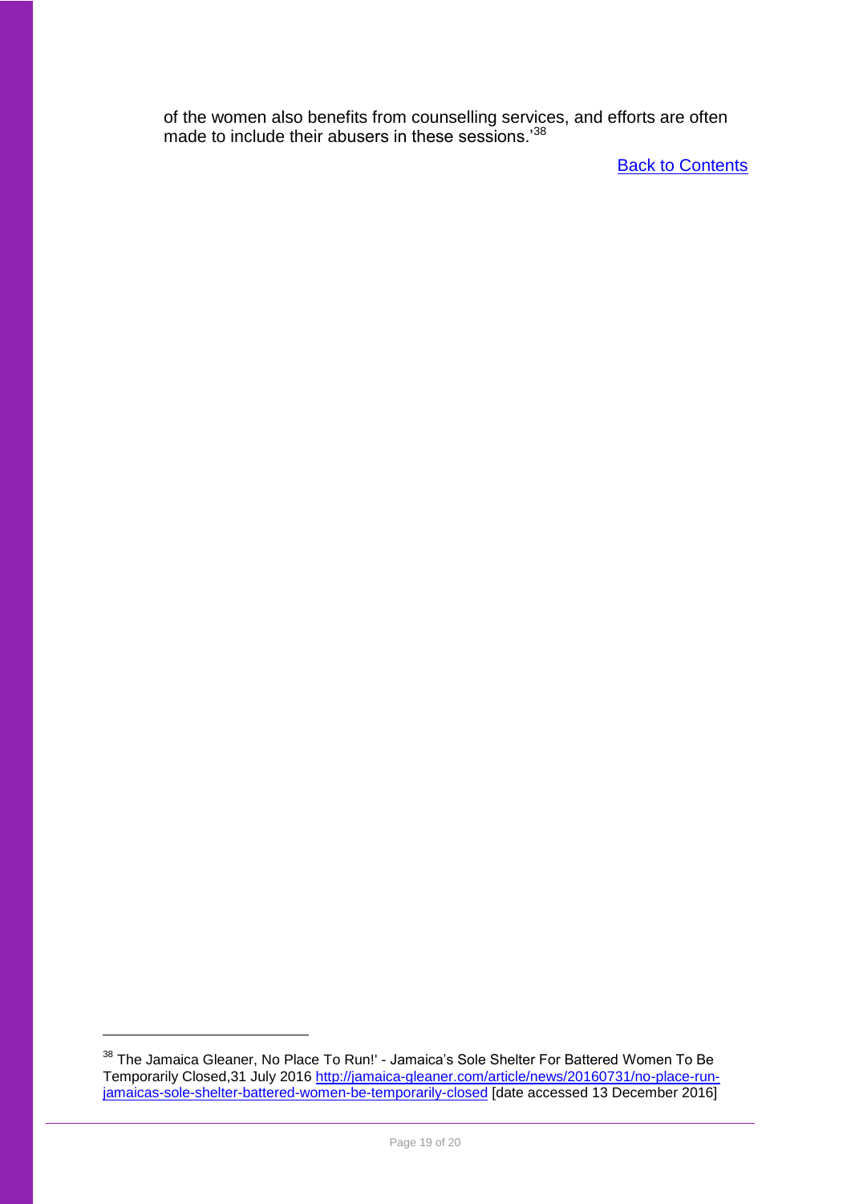of the women also benefits from counselling services, and efforts are often made to include their abusers in these sessions.'[38]

[Back to Contents]

[38] The Jamaica Gleaner, No Place To Run!' - Jamaica's Sole Shelter For Battered Women To Be Temporarily Closed,31 July 2016 http://jamaica-gleaner.com/article/news/20160731/no-place-run-jamaicas-sole-shelter-battered-women-be-temporarily-closed [date accessed 13 December 2016]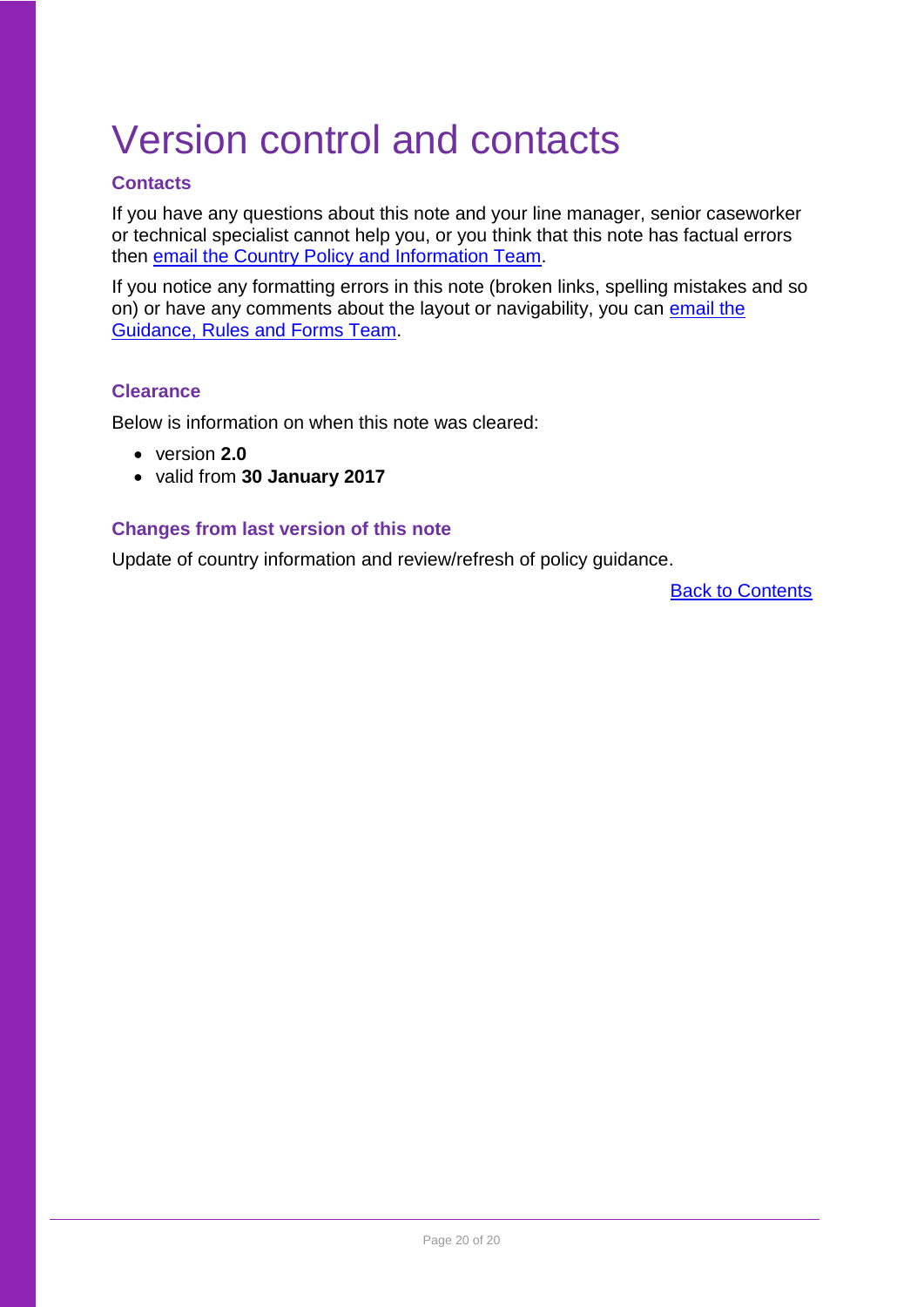# Version control and contacts

### Contacts

If you have any questions about this note and your line manager, senior caseworker or technical specialist cannot help you, or you think that this note has factual errors then email the Country Policy and Information Team.

If you notice any formatting errors in this note (broken links, spelling mistakes and so on) or have any comments about the layout or navigability, you can email the Guidance, Rules and Forms Team.

### Clearance

Below is information on when this note was cleared:

- version **2.0**
- valid from **30 January 2017**

### Changes from last version of this note

Update of country information and review/refresh of policy guidance.

Back to Contents